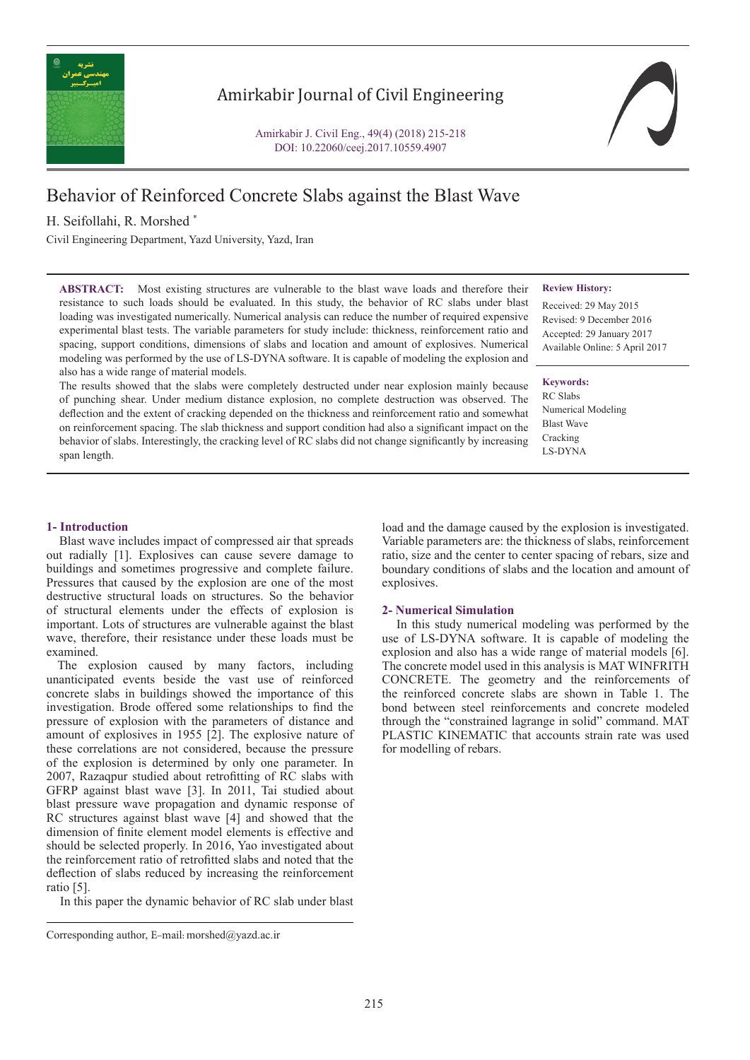# Behavior of Reinforced Concrete Slabs against the Blast Wave

H. Seifollahi, R. Morshed *

Civil Engineering Department, Yazd University, Yazd, Iran

**ABSTRACT:** Most existing structures are vulnerable to the blast wave loads and therefore their resistance to such loads should be evaluated. In this study, the behavior of RC slabs under blast loading was investigated numerically. Numerical analysis can reduce the number of required expensive experimental blast tests. The variable parameters for study include: thickness, reinforcement ratio and spacing, support conditions, dimensions of slabs and location and amount of explosives. Numerical modeling was performed by the use of LS-DYNA software. It is capable of modeling the explosion and also has a wide range of material models.

The results showed that the slabs were completely destructed under near explosion mainly because of punching shear. Under medium distance explosion, no complete destruction was observed. The deflection and the extent of cracking depended on the thickness and reinforcement ratio and somewhat on reinforcement spacing. The slab thickness and support condition had also a significant impact on the behavior of slabs. Interestingly, the cracking level of RC slabs did not change significantly by increasing span length.

**Review History:**

Received: 29 May 2015
Revised: 9 December 2016
Accepted: 29 January 2017
Available Online: 5 April 2017

**Keywords:**

RC Slabs
Numerical Modeling
Blast Wave
Cracking
LS-DYNA

## 1- Introduction

Blast wave includes impact of compressed air that spreads out radially [1]. Explosives can cause severe damage to buildings and sometimes progressive and complete failure. Pressures that caused by the explosion are one of the most destructive structural loads on structures. So the behavior of structural elements under the effects of explosion is important. Lots of structures are vulnerable against the blast wave, therefore, their resistance under these loads must be examined.

The explosion caused by many factors, including unanticipated events beside the vast use of reinforced concrete slabs in buildings showed the importance of this investigation. Brode offered some relationships to find the pressure of explosion with the parameters of distance and amount of explosives in 1955 [2]. The explosive nature of these correlations are not considered, because the pressure of the explosion is determined by only one parameter. In 2007, Razaqpur studied about retrofitting of RC slabs with GFRP against blast wave [3]. In 2011, Tai studied about blast pressure wave propagation and dynamic response of RC structures against blast wave [4] and showed that the dimension of finite element model elements is effective and should be selected properly. In 2016, Yao investigated about the reinforcement ratio of retrofitted slabs and noted that the deflection of slabs reduced by increasing the reinforcement ratio [5].

In this paper the dynamic behavior of RC slab under blast load and the damage caused by the explosion is investigated. Variable parameters are: the thickness of slabs, reinforcement ratio, size and the center to center spacing of rebars, size and boundary conditions of slabs and the location and amount of explosives.

## 2- Numerical Simulation

In this study numerical modeling was performed by the use of LS-DYNA software. It is capable of modeling the explosion and also has a wide range of material models [6]. The concrete model used in this analysis is MAT WINFRITH CONCRETE. The geometry and the reinforcements of the reinforced concrete slabs are shown in Table 1. The bond between steel reinforcements and concrete modeled through the "constrained lagrange in solid" command. MAT PLASTIC KINEMATIC that accounts strain rate was used for modelling of rebars.

Corresponding author, E-mail: morshed@yazd.ac.ir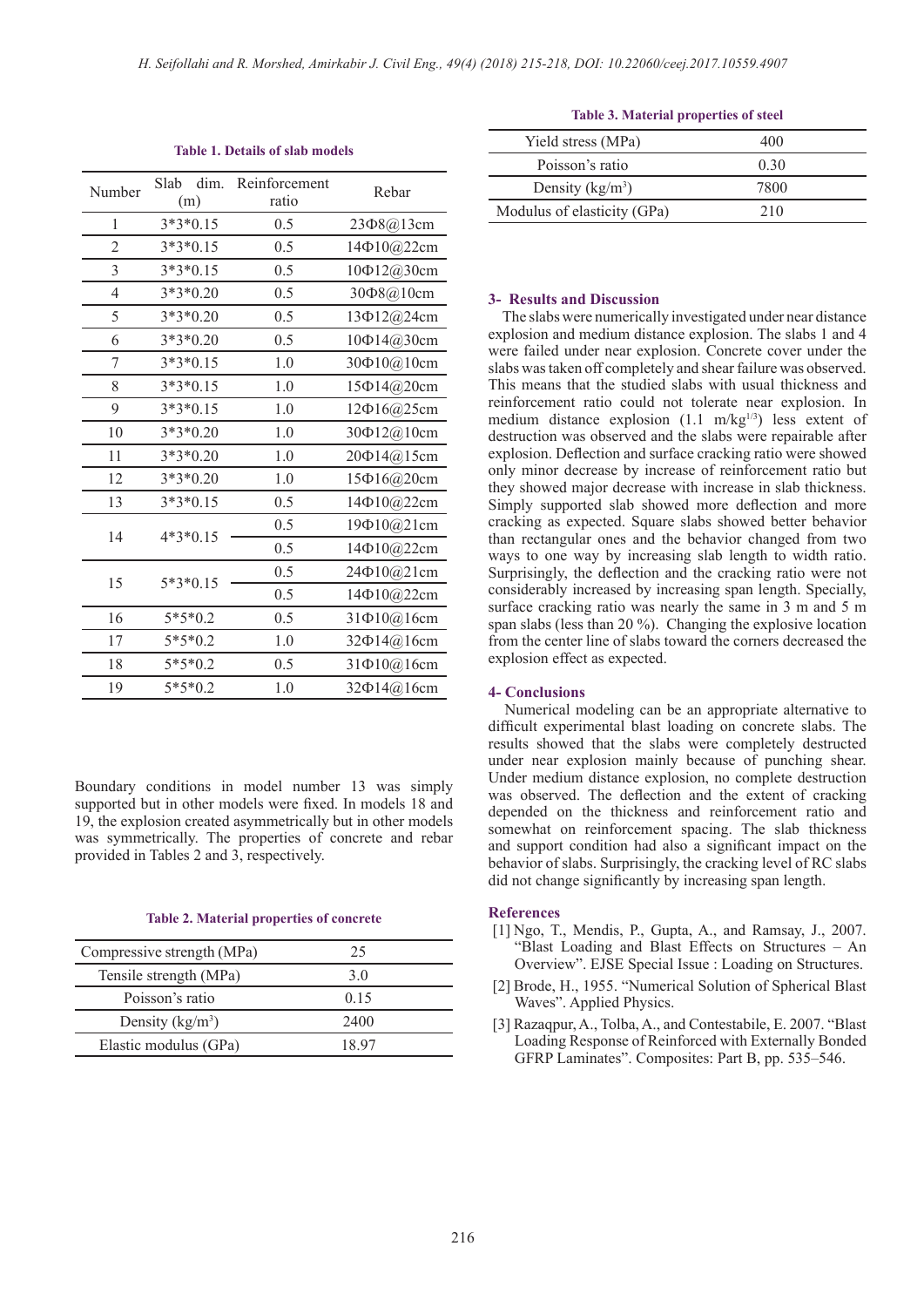**Table 1. Details of slab models**

| Number | Slab dim. (m) | Reinforcement ratio | Rebar |
|---|---|---|---|
| 1 | 3*3*0.15 | 0.5 | 23Φ8@13cm |
| 2 | 3*3*0.15 | 0.5 | 14Φ10@22cm |
| 3 | 3*3*0.15 | 0.5 | 10Φ12@30cm |
| 4 | 3*3*0.20 | 0.5 | 30Φ8@10cm |
| 5 | 3*3*0.20 | 0.5 | 13Φ12@24cm |
| 6 | 3*3*0.20 | 0.5 | 10Φ14@30cm |
| 7 | 3*3*0.15 | 1.0 | 30Φ10@10cm |
| 8 | 3*3*0.15 | 1.0 | 15Φ14@20cm |
| 9 | 3*3*0.15 | 1.0 | 12Φ16@25cm |
| 10 | 3*3*0.20 | 1.0 | 30Φ12@10cm |
| 11 | 3*3*0.20 | 1.0 | 20Φ14@15cm |
| 12 | 3*3*0.20 | 1.0 | 15Φ16@20cm |
| 13 | 3*3*0.15 | 0.5 | 14Φ10@22cm |
| 14 | 4*3*0.15 | 0.5 | 19Φ10@21cm |
| | | 0.5 | 14Φ10@22cm |
| 15 | 5*3*0.15 | 0.5 | 24Φ10@21cm |
| | | 0.5 | 14Φ10@22cm |
| 16 | 5*5*0.2 | 0.5 | 31Φ10@16cm |
| 17 | 5*5*0.2 | 1.0 | 32Φ14@16cm |
| 18 | 5*5*0.2 | 0.5 | 31Φ10@16cm |
| 19 | 5*5*0.2 | 1.0 | 32Φ14@16cm |

Boundary conditions in model number 13 was simply supported but in other models were fixed. In models 18 and 19, the explosion created asymmetrically but in other models was symmetrically. The properties of concrete and rebar provided in Tables 2 and 3, respectively.

**Table 2. Material properties of concrete**

| Compressive strength (MPa) | 25 |
|---|---|
| Tensile strength (MPa) | 3.0 |
| Poisson's ratio | 0.15 |
| Density (kg/m$^3$) | 2400 |
| Elastic modulus (GPa) | 18.97 |

**Table 3. Material properties of steel**

| Yield stress (MPa) | 400 |
|---|---|
| Poisson's ratio | 0.30 |
| Density (kg/m$^3$) | 7800 |
| Modulus of elasticity (GPa) | 210 |

## 3- Results and Discussion

The slabs were numerically investigated under near distance explosion and medium distance explosion. The slabs 1 and 4 were failed under near explosion. Concrete cover under the slabs was taken off completely and shear failure was observed. This means that the studied slabs with usual thickness and reinforcement ratio could not tolerate near explosion. In medium distance explosion (1.1 m/kg$^{1/3}$) less extent of destruction was observed and the slabs were repairable after explosion. Deflection and surface cracking ratio were showed only minor decrease by increase of reinforcement ratio but they showed major decrease with increase in slab thickness. Simply supported slab showed more deflection and more cracking as expected. Square slabs showed better behavior than rectangular ones and the behavior changed from two ways to one way by increasing slab length to width ratio. Surprisingly, the deflection and the cracking ratio were not considerably increased by increasing span length. Specially, surface cracking ratio was nearly the same in 3 m and 5 m span slabs (less than 20 %). Changing the explosive location from the center line of slabs toward the corners decreased the explosion effect as expected.

## 4- Conclusions

Numerical modeling can be an appropriate alternative to difficult experimental blast loading on concrete slabs. The results showed that the slabs were completely destructed under near explosion mainly because of punching shear. Under medium distance explosion, no complete destruction was observed. The deflection and the extent of cracking depended on the thickness and reinforcement ratio and somewhat on reinforcement spacing. The slab thickness and support condition had also a significant impact on the behavior of slabs. Surprisingly, the cracking level of RC slabs did not change significantly by increasing span length.

## References

[1] Ngo, T., Mendis, P., Gupta, A., and Ramsay, J., 2007. "Blast Loading and Blast Effects on Structures – An Overview". EJSE Special Issue : Loading on Structures.

[2] Brode, H., 1955. "Numerical Solution of Spherical Blast Waves". Applied Physics.

[3] Razaqpur, A., Tolba, A., and Contestabile, E. 2007. "Blast Loading Response of Reinforced with Externally Bonded GFRP Laminates". Composites: Part B, pp. 535–546.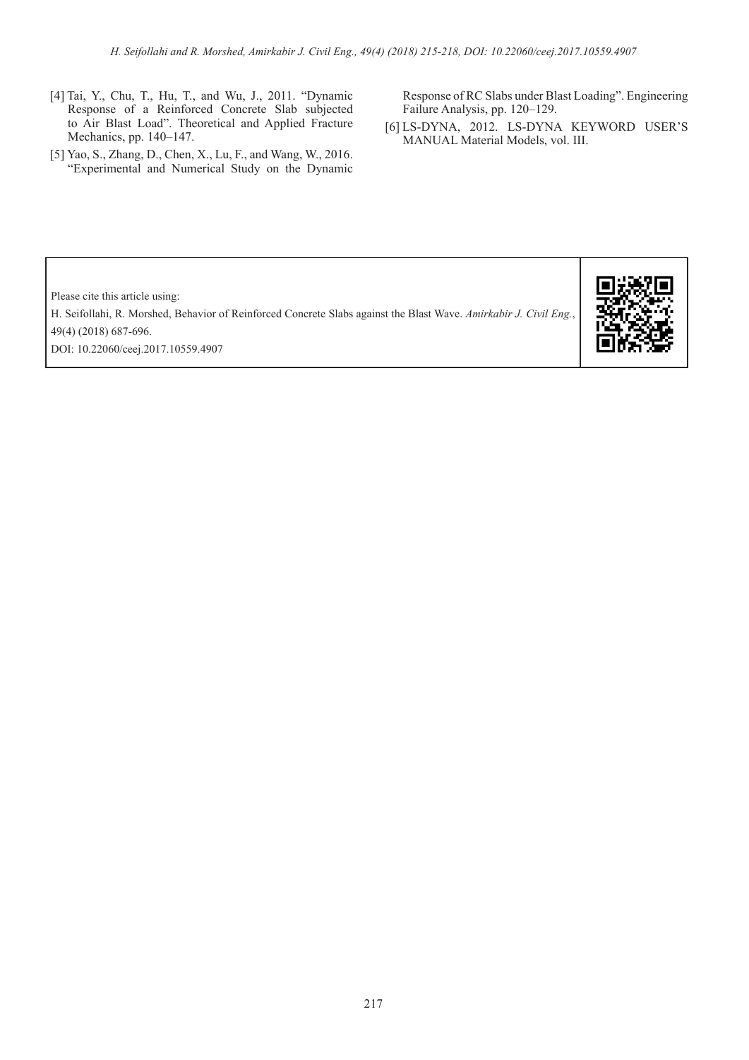[4] Tai, Y., Chu, T., Hu, T., and Wu, J., 2011. "Dynamic Response of a Reinforced Concrete Slab subjected to Air Blast Load". Theoretical and Applied Fracture Mechanics, pp. 140–147.

[5] Yao, S., Zhang, D., Chen, X., Lu, F., and Wang, W., 2016. "Experimental and Numerical Study on the Dynamic Response of RC Slabs under Blast Loading". Engineering Failure Analysis, pp. 120–129.

[6] LS-DYNA, 2012. LS-DYNA KEYWORD USER'S MANUAL Material Models, vol. III.

Please cite this article using:

H. Seifollahi, R. Morshed, Behavior of Reinforced Concrete Slabs against the Blast Wave. *Amirkabir J. Civil Eng.*, 49(4) (2018) 687-696.

DOI: 10.22060/ceej.2017.10559.4907